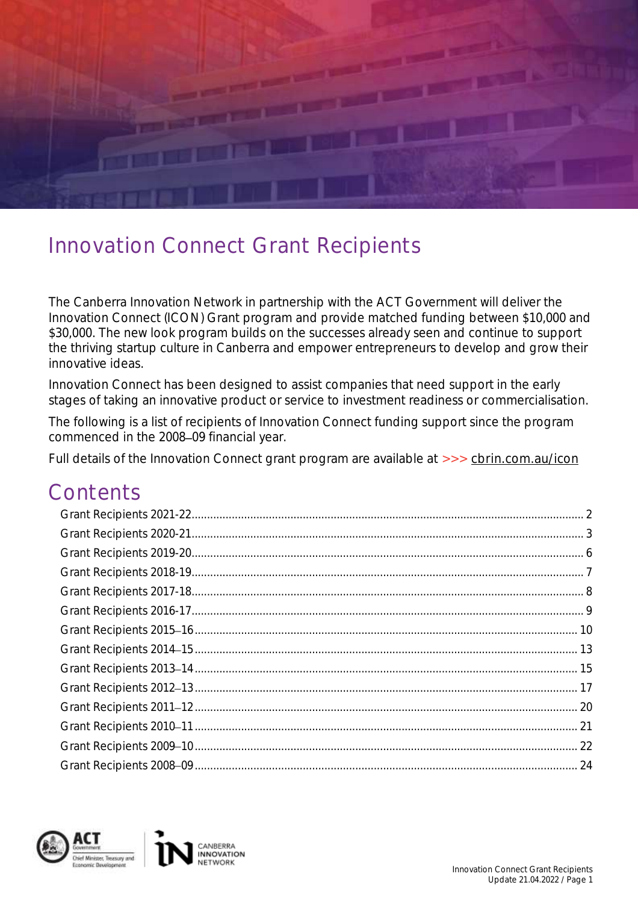# Innovation Connect Grant Recipients

The Canberra Innovation Network in partnership with the ACT Government will deliver the Innovation Connect (ICON) Grant program and provide matched funding between $10,000 and $30,000. The new look program builds on the successes already seen and continue to support the thriving startup culture in Canberra and empower entrepreneurs to develop and grow their innovative ideas.

Innovation Connect has been designed to assist companies that need support in the early stages of taking an innovative product or service to investment readiness or commercialisation.

The following is a list of recipients of Innovation Connect funding support since the program commenced in the 2008–09 financial year.

Full details of the Innovation Connect grant program are available at >>> cbrin.com.au/icon

## Contents

- Grant Recipients 2021-22 .......... 2
- Grant Recipients 2020-21 .......... 3
- Grant Recipients 2019-20 .......... 6
- Grant Recipients 2018-19 .......... 7
- Grant Recipients 2017-18 .......... 8
- Grant Recipients 2016-17 .......... 9
- Grant Recipients 2015–16 .......... 10
- Grant Recipients 2014–15 .......... 13
- Grant Recipients 2013–14 .......... 15
- Grant Recipients 2012–13 .......... 17
- Grant Recipients 2011–12 .......... 20
- Grant Recipients 2010–11 .......... 21
- Grant Recipients 2009–10 .......... 22
- Grant Recipients 2008–09 .......... 24

Innovation Connect Grant Recipients
Update 21.04.2022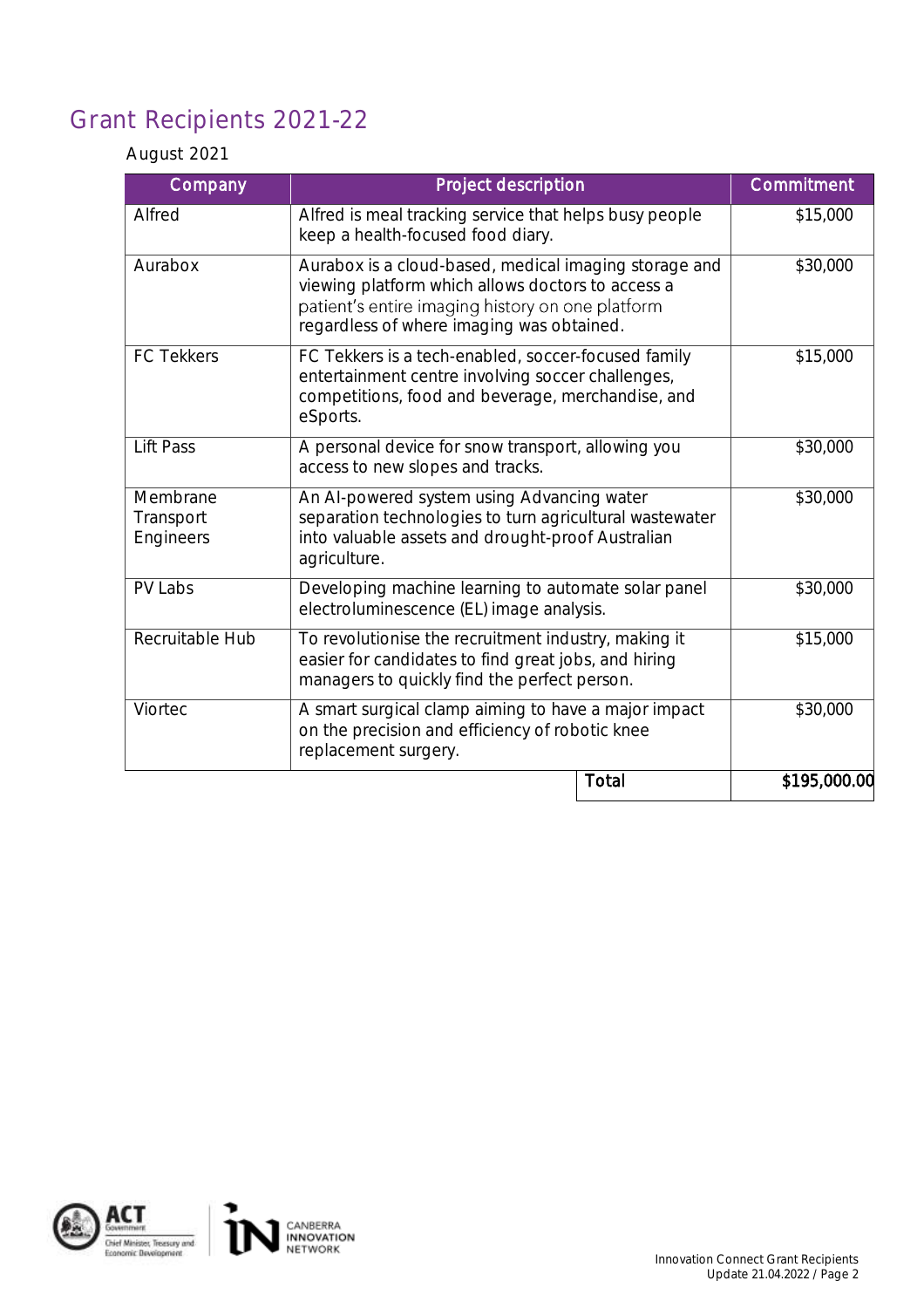# Grant Recipients 2021-22

August 2021

| Company | Project description | Commitment |
|---|---|---|
| Alfred | Alfred is meal tracking service that helps busy people keep a health-focused food diary. | $15,000 |
| Aurabox | Aurabox is a cloud-based, medical imaging storage and viewing platform which allows doctors to access a patient's entire imaging history on one platform regardless of where imaging was obtained. | $30,000 |
| FC Tekkers | FC Tekkers is a tech-enabled, soccer-focused family entertainment centre involving soccer challenges, competitions, food and beverage, merchandise, and eSports. | $15,000 |
| Lift Pass | A personal device for snow transport, allowing you access to new slopes and tracks. | $30,000 |
| Membrane Transport Engineers | An AI-powered system using Advancing water separation technologies to turn agricultural wastewater into valuable assets and drought-proof Australian agriculture. | $30,000 |
| PV Labs | Developing machine learning to automate solar panel electroluminescence (EL) image analysis. | $30,000 |
| Recruitable Hub | To revolutionise the recruitment industry, making it easier for candidates to find great jobs, and hiring managers to quickly find the perfect person. | $15,000 |
| Viortec | A smart surgical clamp aiming to have a major impact on the precision and efficiency of robotic knee replacement surgery. | $30,000 |
| | **Total** | **$195,000.00** |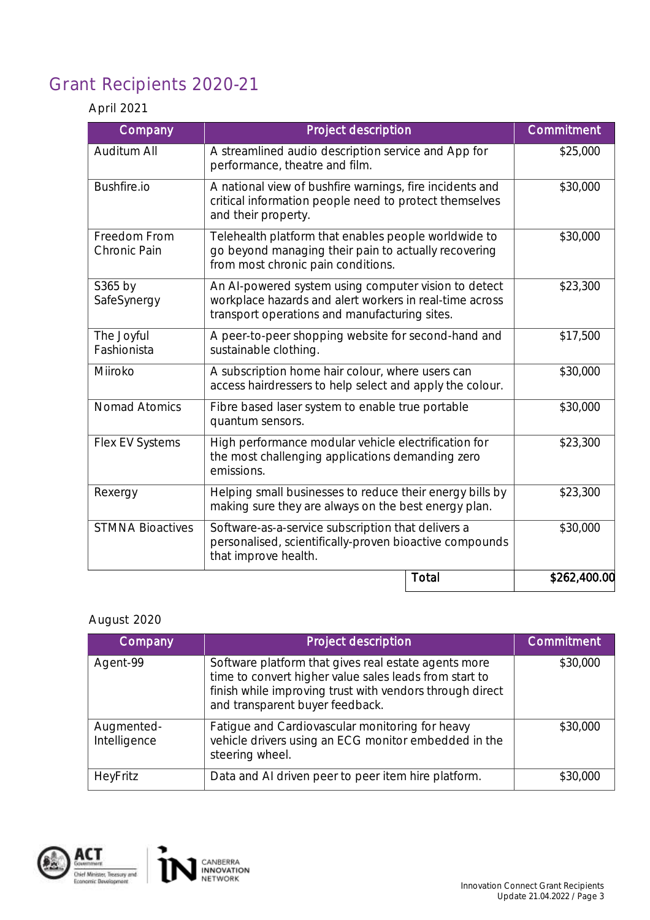# Grant Recipients 2020-21

April 2021

| Company | Project description | Commitment |
|---|---|---|
| Auditum All | A streamlined audio description service and App for performance, theatre and film. | $25,000 |
| Bushfire.io | A national view of bushfire warnings, fire incidents and critical information people need to protect themselves and their property. | $30,000 |
| Freedom From Chronic Pain | Telehealth platform that enables people worldwide to go beyond managing their pain to actually recovering from most chronic pain conditions. | $30,000 |
| S365 by SafeSynergy | An AI-powered system using computer vision to detect workplace hazards and alert workers in real-time across transport operations and manufacturing sites. | $23,300 |
| The Joyful Fashionista | A peer-to-peer shopping website for second-hand and sustainable clothing. | $17,500 |
| Miiroko | A subscription home hair colour, where users can access hairdressers to help select and apply the colour. | $30,000 |
| Nomad Atomics | Fibre based laser system to enable true portable quantum sensors. | $30,000 |
| Flex EV Systems | High performance modular vehicle electrification for the most challenging applications demanding zero emissions. | $23,300 |
| Rexergy | Helping small businesses to reduce their energy bills by making sure they are always on the best energy plan. | $23,300 |
| STMNA Bioactives | Software-as-a-service subscription that delivers a personalised, scientifically-proven bioactive compounds that improve health. | $30,000 |
| | **Total** | **$262,400.00** |

August 2020

| Company | Project description | Commitment |
|---|---|---|
| Agent-99 | Software platform that gives real estate agents more time to convert higher value sales leads from start to finish while improving trust with vendors through direct and transparent buyer feedback. | $30,000 |
| Augmented-Intelligence | Fatigue and Cardiovascular monitoring for heavy vehicle drivers using an ECG monitor embedded in the steering wheel. | $30,000 |
| HeyFritz | Data and AI driven peer to peer item hire platform. | $30,000 |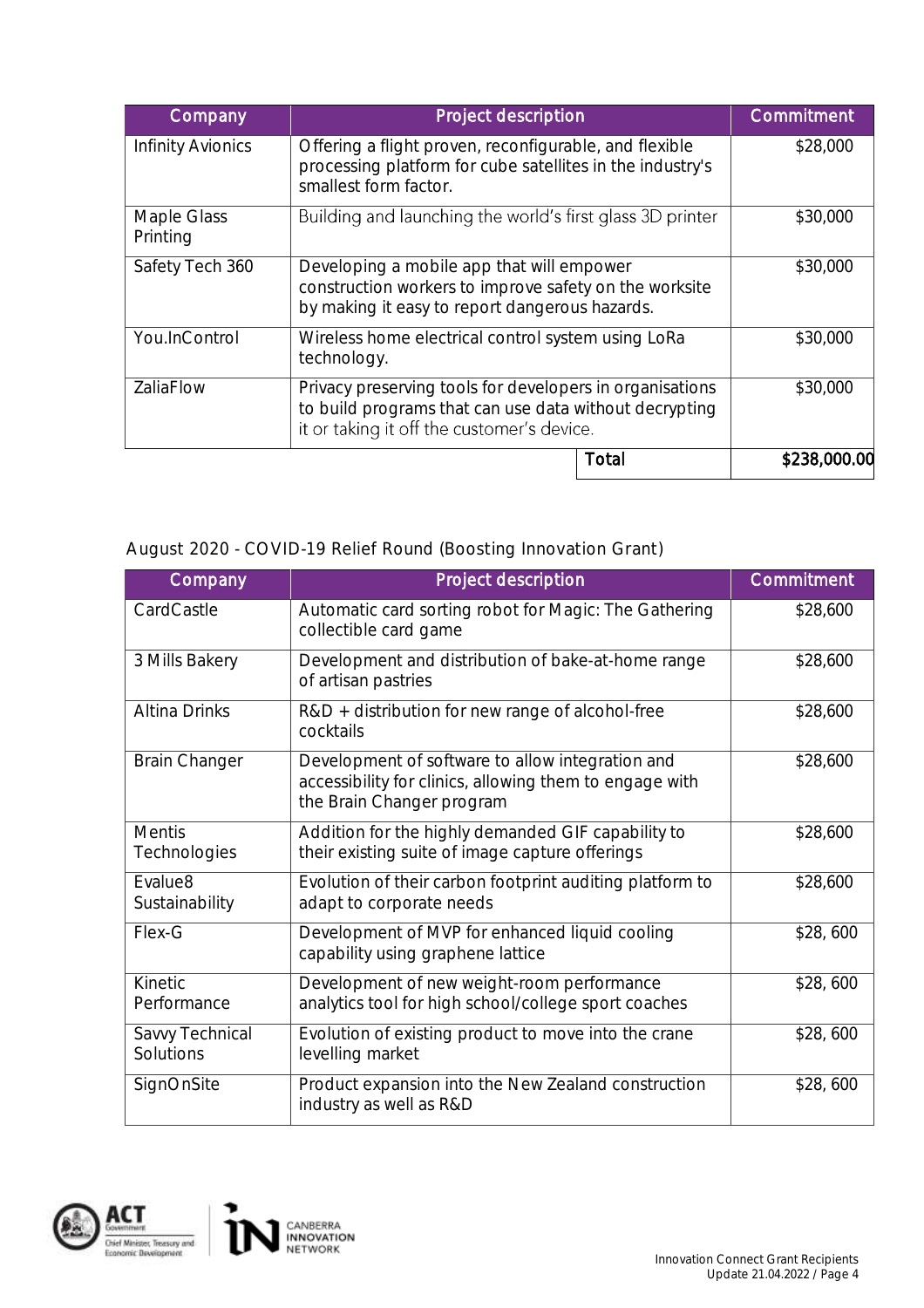| Company | Project description | Commitment |
|---|---|---|
| Infinity Avionics | Offering a flight proven, reconfigurable, and flexible processing platform for cube satellites in the industry's smallest form factor. | $28,000 |
| Maple Glass Printing | Building and launching the world's first glass 3D printer | $30,000 |
| Safety Tech 360 | Developing a mobile app that will empower construction workers to improve safety on the worksite by making it easy to report dangerous hazards. | $30,000 |
| You.InControl | Wireless home electrical control system using LoRa technology. | $30,000 |
| ZaliaFlow | Privacy preserving tools for developers in organisations to build programs that can use data without decrypting it or taking it off the customer's device. | $30,000 |
| | Total | $238,000.00 |

August 2020 - COVID-19 Relief Round (Boosting Innovation Grant)

| Company | Project description | Commitment |
|---|---|---|
| CardCastle | Automatic card sorting robot for Magic: The Gathering collectible card game | $28,600 |
| 3 Mills Bakery | Development and distribution of bake-at-home range of artisan pastries | $28,600 |
| Altina Drinks | R&D + distribution for new range of alcohol-free cocktails | $28,600 |
| Brain Changer | Development of software to allow integration and accessibility for clinics, allowing them to engage with the Brain Changer program | $28,600 |
| Mentis Technologies | Addition for the highly demanded GIF capability to their existing suite of image capture offerings | $28,600 |
| Evalue8 Sustainability | Evolution of their carbon footprint auditing platform to adapt to corporate needs | $28,600 |
| Flex-G | Development of MVP for enhanced liquid cooling capability using graphene lattice | $28, 600 |
| Kinetic Performance | Development of new weight-room performance analytics tool for high school/college sport coaches | $28, 600 |
| Savvy Technical Solutions | Evolution of existing product to move into the crane levelling market | $28, 600 |
| SignOnSite | Product expansion into the New Zealand construction industry as well as R&D | $28, 600 |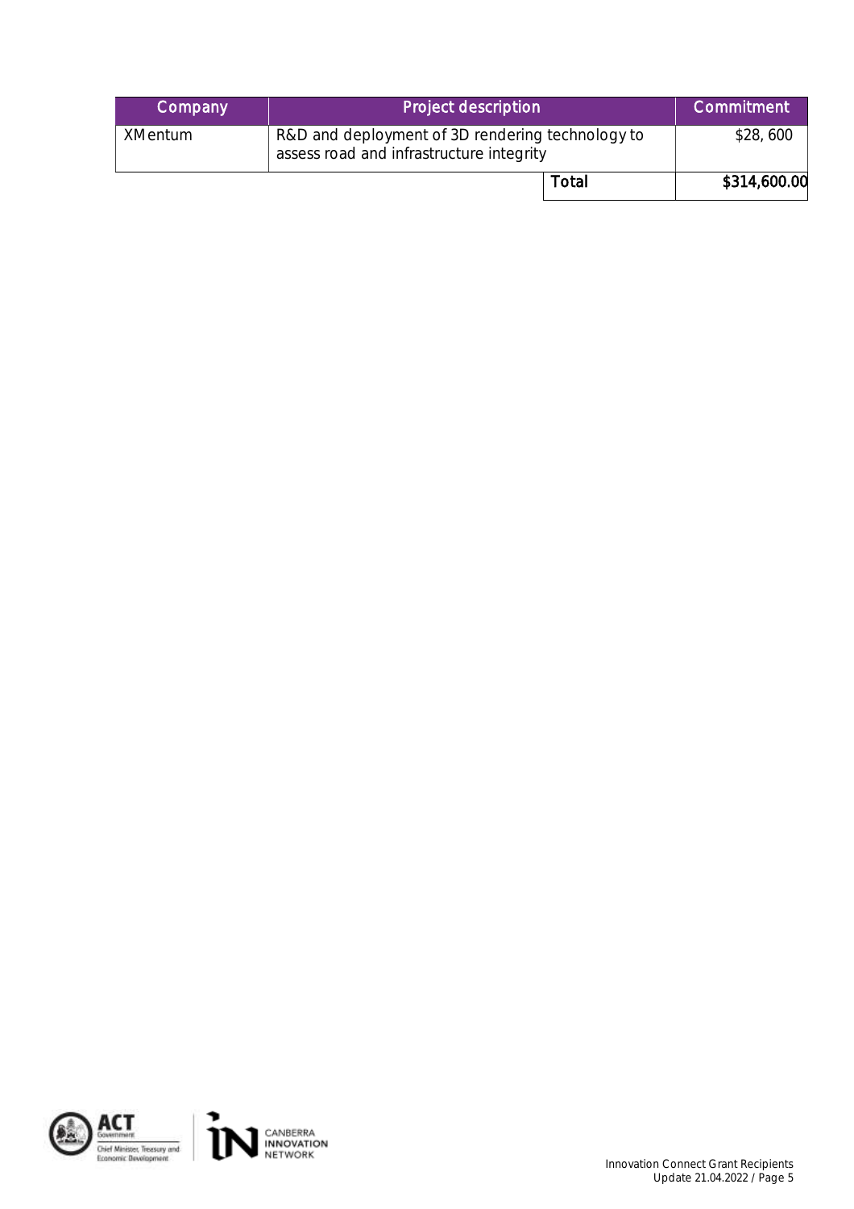| Company | Project description | Commitment |
| --- | --- | --- |
| XMentum | R&D and deployment of 3D rendering technology to assess road and infrastructure integrity | $28, 600 |
| | Total | $314,600.00 |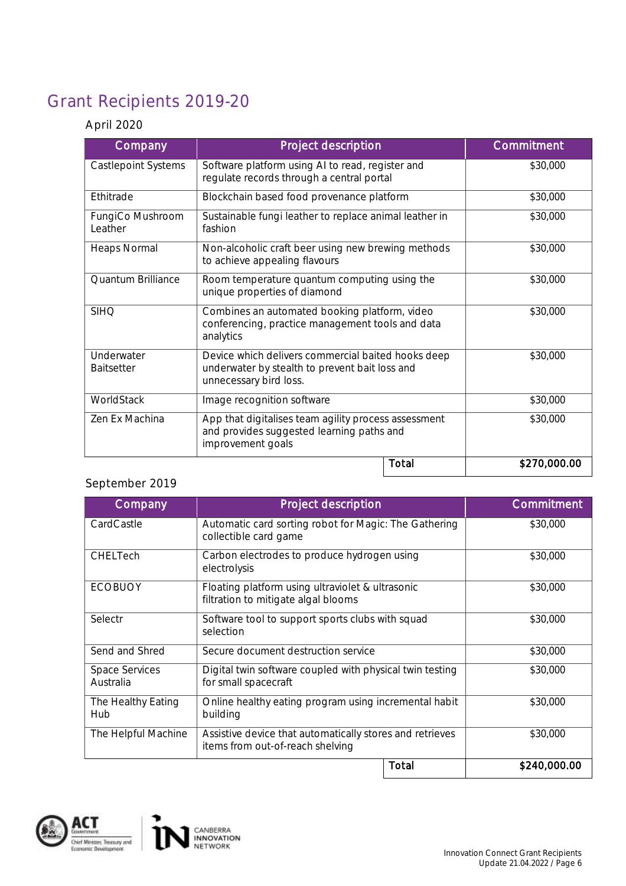## Grant Recipients 2019-20

### April 2020

| Company | Project description | Commitment |
|---|---|---|
| Castlepoint Systems | Software platform using AI to read, register and regulate records through a central portal | $30,000 |
| Ethitrade | Blockchain based food provenance platform | $30,000 |
| FungiCo Mushroom Leather | Sustainable fungi leather to replace animal leather in fashion | $30,000 |
| Heaps Normal | Non-alcoholic craft beer using new brewing methods to achieve appealing flavours | $30,000 |
| Quantum Brilliance | Room temperature quantum computing using the unique properties of diamond | $30,000 |
| SIHQ | Combines an automated booking platform, video conferencing, practice management tools and data analytics | $30,000 |
| Underwater Baitsetter | Device which delivers commercial baited hooks deep underwater by stealth to prevent bait loss and unnecessary bird loss. | $30,000 |
| WorldStack | Image recognition software | $30,000 |
| Zen Ex Machina | App that digitalises team agility process assessment and provides suggested learning paths and improvement goals | $30,000 |
| | **Total** | **$270,000.00** |

### September 2019

| Company | Project description | Commitment |
|---|---|---|
| CardCastle | Automatic card sorting robot for Magic: The Gathering collectible card game | $30,000 |
| CHELTech | Carbon electrodes to produce hydrogen using electrolysis | $30,000 |
| ECOBUOY | Floating platform using ultraviolet & ultrasonic filtration to mitigate algal blooms | $30,000 |
| Selectr | Software tool to support sports clubs with squad selection | $30,000 |
| Send and Shred | Secure document destruction service | $30,000 |
| Space Services Australia | Digital twin software coupled with physical twin testing for small spacecraft | $30,000 |
| The Healthy Eating Hub | Online healthy eating program using incremental habit building | $30,000 |
| The Helpful Machine | Assistive device that automatically stores and retrieves items from out-of-reach shelving | $30,000 |
| | **Total** | **$240,000.00** |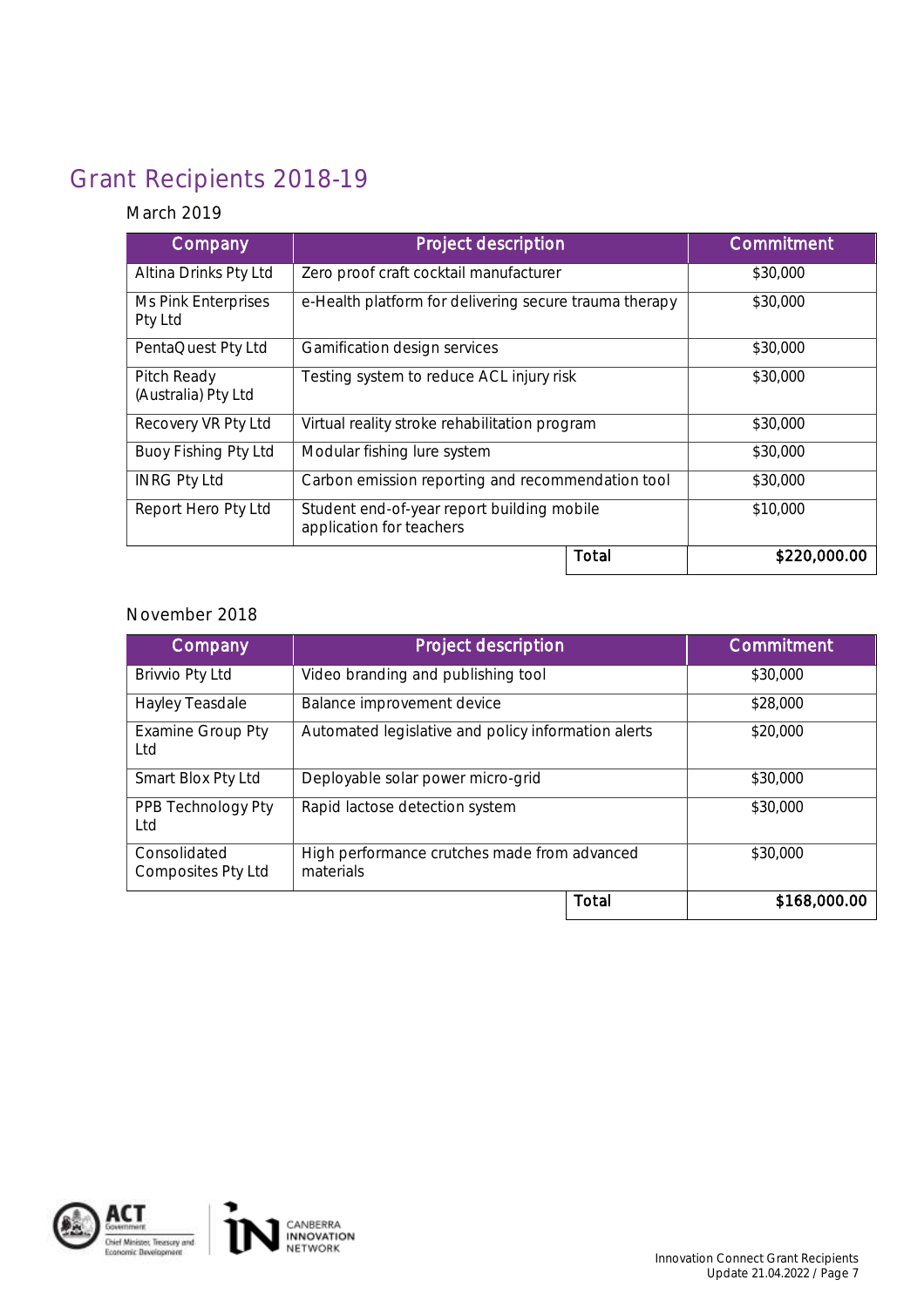## Grant Recipients 2018-19

### March 2019

| Company | Project description | Commitment |
|---|---|---|
| Altina Drinks Pty Ltd | Zero proof craft cocktail manufacturer | $30,000 |
| Ms Pink Enterprises Pty Ltd | e-Health platform for delivering secure trauma therapy | $30,000 |
| PentaQuest Pty Ltd | Gamification design services | $30,000 |
| Pitch Ready (Australia) Pty Ltd | Testing system to reduce ACL injury risk | $30,000 |
| Recovery VR Pty Ltd | Virtual reality stroke rehabilitation program | $30,000 |
| Buoy Fishing Pty Ltd | Modular fishing lure system | $30,000 |
| INRG Pty Ltd | Carbon emission reporting and recommendation tool | $30,000 |
| Report Hero Pty Ltd | Student end-of-year report building mobile application for teachers | $10,000 |
| | **Total** | **$220,000.00** |

### November 2018

| Company | Project description | Commitment |
|---|---|---|
| Brivvio Pty Ltd | Video branding and publishing tool | $30,000 |
| Hayley Teasdale | Balance improvement device | $28,000 |
| Examine Group Pty Ltd | Automated legislative and policy information alerts | $20,000 |
| Smart Blox Pty Ltd | Deployable solar power micro-grid | $30,000 |
| PPB Technology Pty Ltd | Rapid lactose detection system | $30,000 |
| Consolidated Composites Pty Ltd | High performance crutches made from advanced materials | $30,000 |
| | **Total** | **$168,000.00** |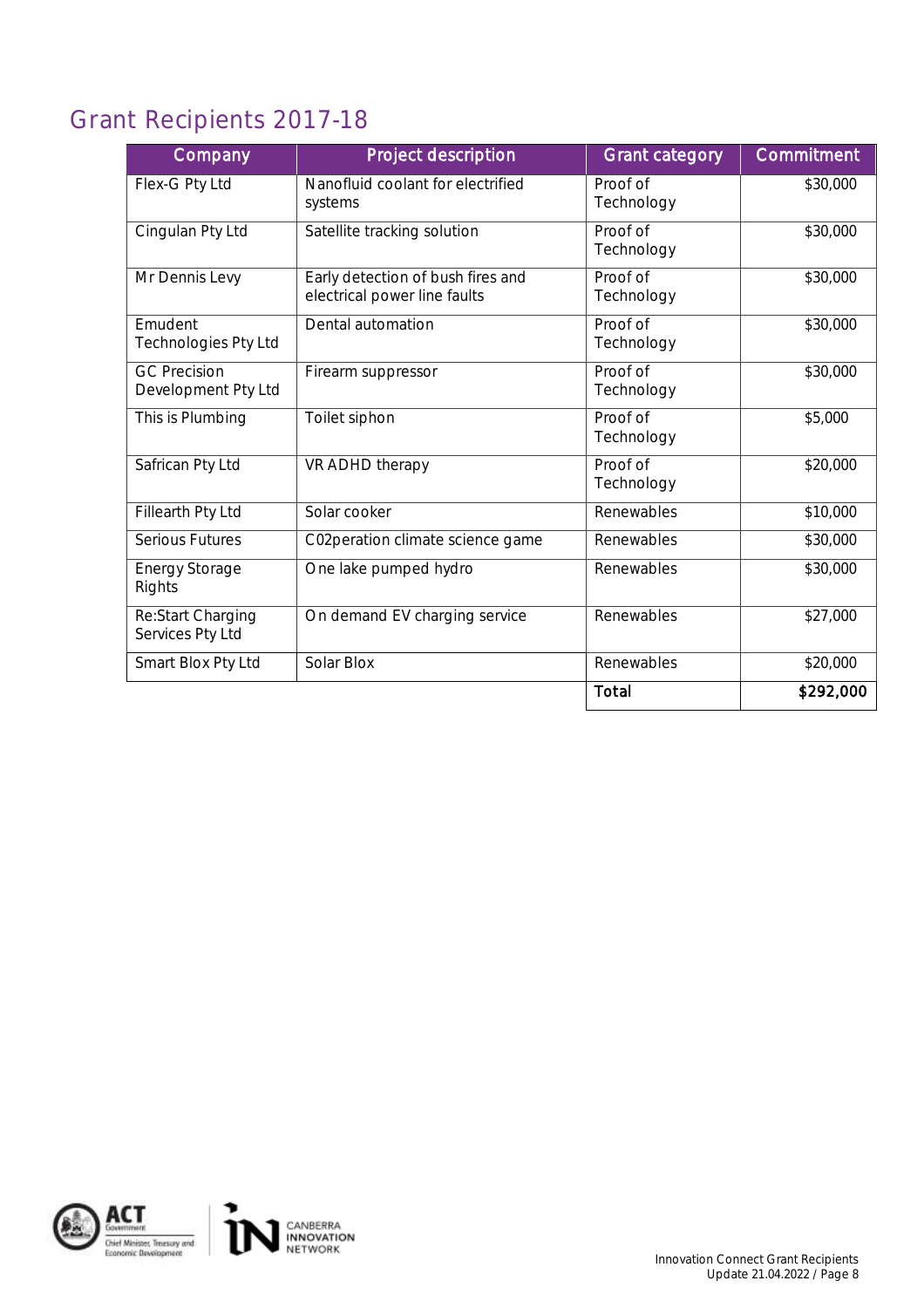## Grant Recipients 2017-18

| Company | Project description | Grant category | Commitment |
|---|---|---|---|
| Flex-G Pty Ltd | Nanofluid coolant for electrified systems | Proof of Technology | $30,000 |
| Cingulan Pty Ltd | Satellite tracking solution | Proof of Technology | $30,000 |
| Mr Dennis Levy | Early detection of bush fires and electrical power line faults | Proof of Technology | $30,000 |
| Emudent Technologies Pty Ltd | Dental automation | Proof of Technology | $30,000 |
| GC Precision Development Pty Ltd | Firearm suppressor | Proof of Technology | $30,000 |
| This is Plumbing | Toilet siphon | Proof of Technology | $5,000 |
| Safrican Pty Ltd | VR ADHD therapy | Proof of Technology | $20,000 |
| Fillearth Pty Ltd | Solar cooker | Renewables | $10,000 |
| Serious Futures | C02peration climate science game | Renewables | $30,000 |
| Energy Storage Rights | One lake pumped hydro | Renewables | $30,000 |
| Re:Start Charging Services Pty Ltd | On demand EV charging service | Renewables | $27,000 |
| Smart Blox Pty Ltd | Solar Blox | Renewables | $20,000 |
| | | **Total** | **$292,000** |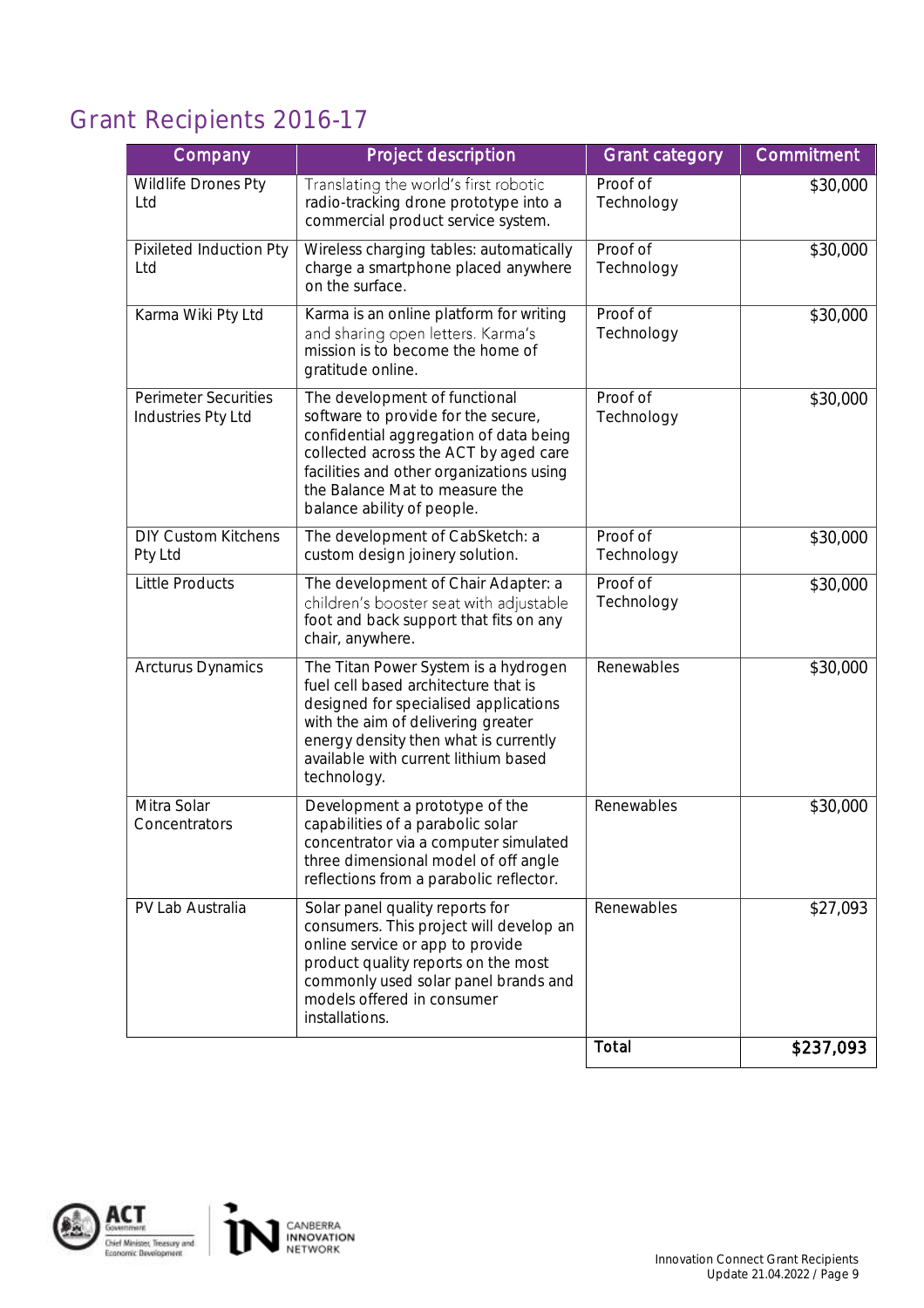# Grant Recipients 2016-17

| Company | Project description | Grant category | Commitment |
|---|---|---|---|
| Wildlife Drones Pty Ltd | Translating the world's first robotic radio-tracking drone prototype into a commercial product service system. | Proof of Technology | $30,000 |
| Pixileted Induction Pty Ltd | Wireless charging tables: automatically charge a smartphone placed anywhere on the surface. | Proof of Technology | $30,000 |
| Karma Wiki Pty Ltd | Karma is an online platform for writing and sharing open letters. Karma's mission is to become the home of gratitude online. | Proof of Technology | $30,000 |
| Perimeter Securities Industries Pty Ltd | The development of functional software to provide for the secure, confidential aggregation of data being collected across the ACT by aged care facilities and other organizations using the Balance Mat to measure the balance ability of people. | Proof of Technology | $30,000 |
| DIY Custom Kitchens Pty Ltd | The development of CabSketch: a custom design joinery solution. | Proof of Technology | $30,000 |
| Little Products | The development of Chair Adapter: a children's booster seat with adjustable foot and back support that fits on any chair, anywhere. | Proof of Technology | $30,000 |
| Arcturus Dynamics | The Titan Power System is a hydrogen fuel cell based architecture that is designed for specialised applications with the aim of delivering greater energy density then what is currently available with current lithium based technology. | Renewables | $30,000 |
| Mitra Solar Concentrators | Development a prototype of the capabilities of a parabolic solar concentrator via a computer simulated three dimensional model of off angle reflections from a parabolic reflector. | Renewables | $30,000 |
| PV Lab Australia | Solar panel quality reports for consumers. This project will develop an online service or app to provide product quality reports on the most commonly used solar panel brands and models offered in consumer installations. | Renewables | $27,093 |
| | | **Total** | **$237,093** |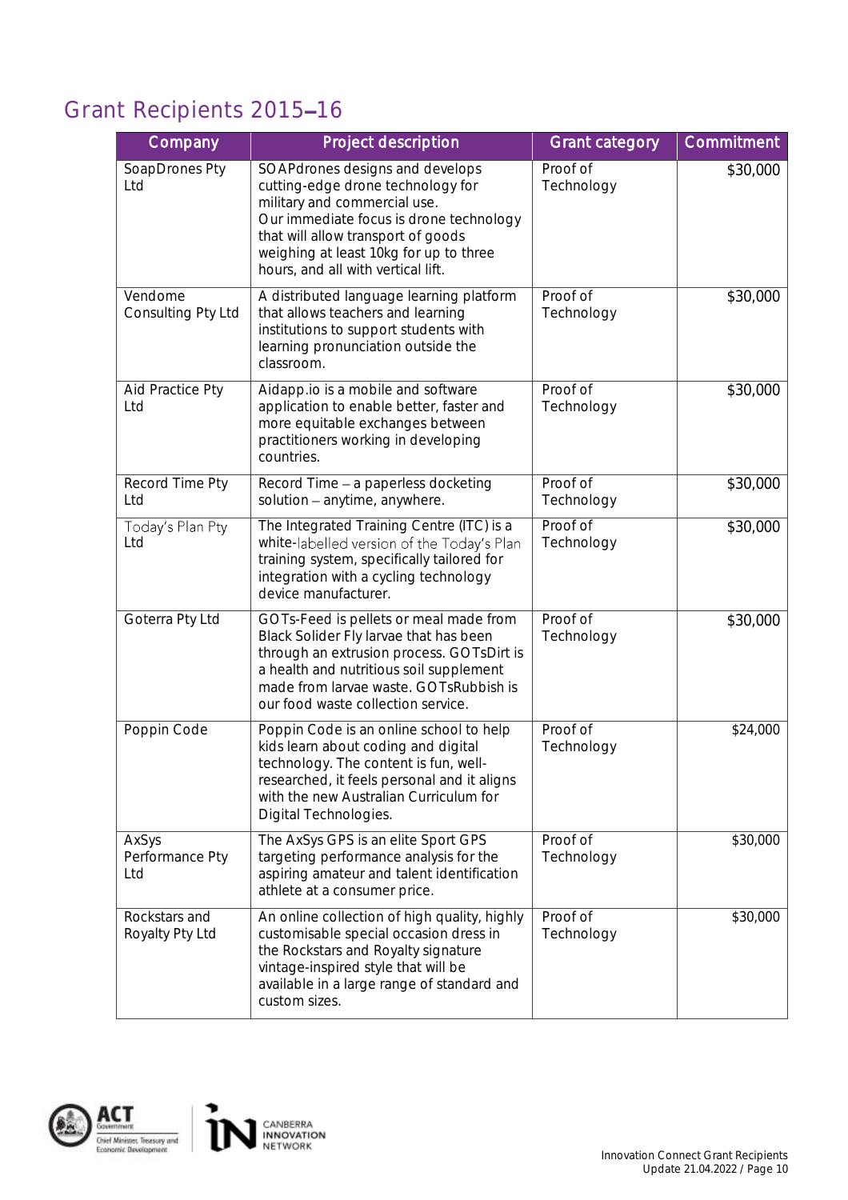## Grant Recipients 2015–16

| Company | Project description | Grant category | Commitment |
|---|---|---|---|
| SoapDrones Pty Ltd | SOAPdrones designs and develops cutting-edge drone technology for military and commercial use. Our immediate focus is drone technology that will allow transport of goods weighing at least 10kg for up to three hours, and all with vertical lift. | Proof of Technology | $30,000 |
| Vendome Consulting Pty Ltd | A distributed language learning platform that allows teachers and learning institutions to support students with learning pronunciation outside the classroom. | Proof of Technology | $30,000 |
| Aid Practice Pty Ltd | Aidapp.io is a mobile and software application to enable better, faster and more equitable exchanges between practitioners working in developing countries. | Proof of Technology | $30,000 |
| Record Time Pty Ltd | Record Time – a paperless docketing solution – anytime, anywhere. | Proof of Technology | $30,000 |
| Today's Plan Pty Ltd | The Integrated Training Centre (ITC) is a white-labelled version of the Today's Plan training system, specifically tailored for integration with a cycling technology device manufacturer. | Proof of Technology | $30,000 |
| Goterra Pty Ltd | GOTs-Feed is pellets or meal made from Black Solider Fly larvae that has been through an extrusion process. GOTsDirt is a health and nutritious soil supplement made from larvae waste. GOTsRubbish is our food waste collection service. | Proof of Technology | $30,000 |
| Poppin Code | Poppin Code is an online school to help kids learn about coding and digital technology. The content is fun, well-researched, it feels personal and it aligns with the new Australian Curriculum for Digital Technologies. | Proof of Technology | $24,000 |
| AxSys Performance Pty Ltd | The AxSys GPS is an elite Sport GPS targeting performance analysis for the aspiring amateur and talent identification athlete at a consumer price. | Proof of Technology | $30,000 |
| Rockstars and Royalty Pty Ltd | An online collection of high quality, highly customisable special occasion dress in the Rockstars and Royalty signature vintage-inspired style that will be available in a large range of standard and custom sizes. | Proof of Technology | $30,000 |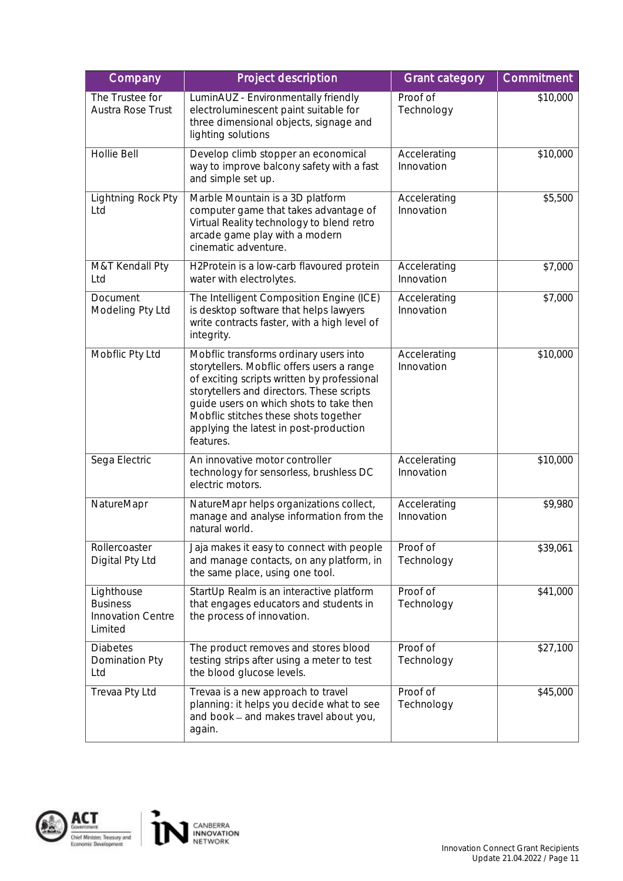| Company | Project description | Grant category | Commitment |
|---|---|---|---|
| The Trustee for Austra Rose Trust | LuminAUZ - Environmentally friendly electroluminescent paint suitable for three dimensional objects, signage and lighting solutions | Proof of Technology | $10,000 |
| Hollie Bell | Develop climb stopper an economical way to improve balcony safety with a fast and simple set up. | Accelerating Innovation | $10,000 |
| Lightning Rock Pty Ltd | Marble Mountain is a 3D platform computer game that takes advantage of Virtual Reality technology to blend retro arcade game play with a modern cinematic adventure. | Accelerating Innovation | $5,500 |
| M&T Kendall Pty Ltd | H2Protein is a low-carb flavoured protein water with electrolytes. | Accelerating Innovation | $7,000 |
| Document Modeling Pty Ltd | The Intelligent Composition Engine (ICE) is desktop software that helps lawyers write contracts faster, with a high level of integrity. | Accelerating Innovation | $7,000 |
| Mobflic Pty Ltd | Mobflic transforms ordinary users into storytellers. Mobflic offers users a range of exciting scripts written by professional storytellers and directors. These scripts guide users on which shots to take then Mobflic stitches these shots together applying the latest in post-production features. | Accelerating Innovation | $10,000 |
| Sega Electric | An innovative motor controller technology for sensorless, brushless DC electric motors. | Accelerating Innovation | $10,000 |
| NatureMapr | NatureMapr helps organizations collect, manage and analyse information from the natural world. | Accelerating Innovation | $9,980 |
| Rollercoaster Digital Pty Ltd | Jaja makes it easy to connect with people and manage contacts, on any platform, in the same place, using one tool. | Proof of Technology | $39,061 |
| Lighthouse Business Innovation Centre Limited | StartUp Realm is an interactive platform that engages educators and students in the process of innovation. | Proof of Technology | $41,000 |
| Diabetes Domination Pty Ltd | The product removes and stores blood testing strips after using a meter to test the blood glucose levels. | Proof of Technology | $27,100 |
| Trevaa Pty Ltd | Trevaa is a new approach to travel planning: it helps you decide what to see and book – and makes travel about you, again. | Proof of Technology | $45,000 |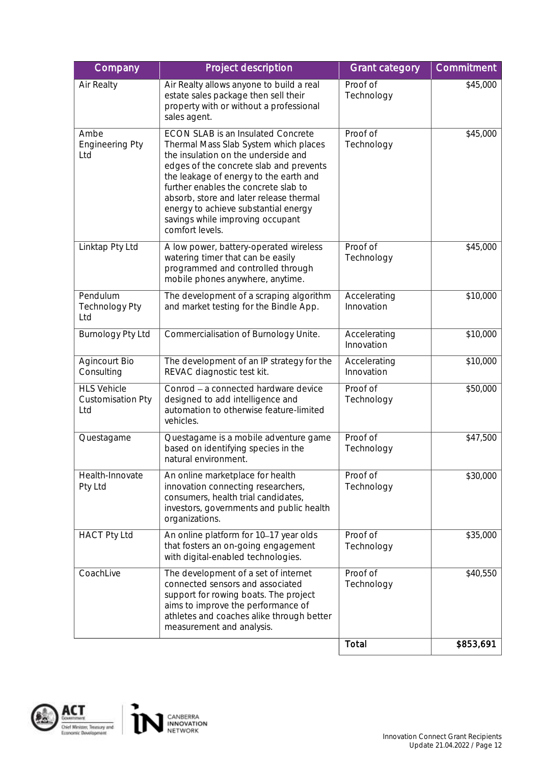| Company | Project description | Grant category | Commitment |
|---|---|---|---|
| Air Realty | Air Realty allows anyone to build a real estate sales package then sell their property with or without a professional sales agent. | Proof of Technology | $45,000 |
| Ambe Engineering Pty Ltd | ECON SLAB is an Insulated Concrete Thermal Mass Slab System which places the insulation on the underside and edges of the concrete slab and prevents the leakage of energy to the earth and further enables the concrete slab to absorb, store and later release thermal energy to achieve substantial energy savings while improving occupant comfort levels. | Proof of Technology | $45,000 |
| Linktap Pty Ltd | A low power, battery-operated wireless watering timer that can be easily programmed and controlled through mobile phones anywhere, anytime. | Proof of Technology | $45,000 |
| Pendulum Technology Pty Ltd | The development of a scraping algorithm and market testing for the Bindle App. | Accelerating Innovation | $10,000 |
| Burnology Pty Ltd | Commercialisation of Burnology Unite. | Accelerating Innovation | $10,000 |
| Agincourt Bio Consulting | The development of an IP strategy for the REVAC diagnostic test kit. | Accelerating Innovation | $10,000 |
| HLS Vehicle Customisation Pty Ltd | Conrod – a connected hardware device designed to add intelligence and automation to otherwise feature-limited vehicles. | Proof of Technology | $50,000 |
| Questagame | Questagame is a mobile adventure game based on identifying species in the natural environment. | Proof of Technology | $47,500 |
| Health-Innovate Pty Ltd | An online marketplace for health innovation connecting researchers, consumers, health trial candidates, investors, governments and public health organizations. | Proof of Technology | $30,000 |
| HACT Pty Ltd | An online platform for 10–17 year olds that fosters an on-going engagement with digital-enabled technologies. | Proof of Technology | $35,000 |
| CoachLive | The development of a set of internet connected sensors and associated support for rowing boats. The project aims to improve the performance of athletes and coaches alike through better measurement and analysis. | Proof of Technology | $40,550 |
| | | **Total** | **$853,691** |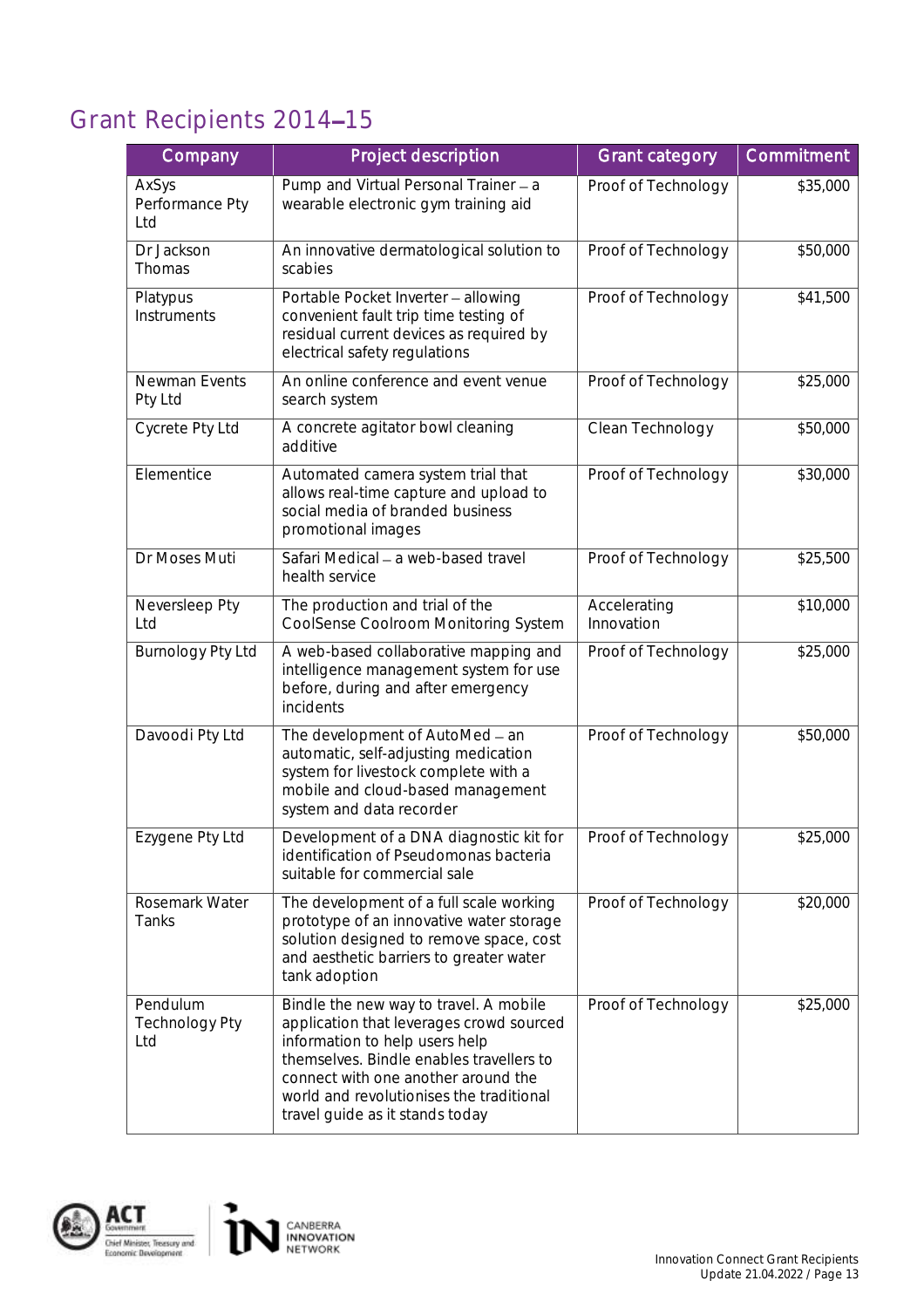## Grant Recipients 2014–15

| Company | Project description | Grant category | Commitment |
|---|---|---|---|
| AxSys Performance Pty Ltd | Pump and Virtual Personal Trainer – a wearable electronic gym training aid | Proof of Technology | $35,000 |
| Dr Jackson Thomas | An innovative dermatological solution to scabies | Proof of Technology | $50,000 |
| Platypus Instruments | Portable Pocket Inverter – allowing convenient fault trip time testing of residual current devices as required by electrical safety regulations | Proof of Technology | $41,500 |
| Newman Events Pty Ltd | An online conference and event venue search system | Proof of Technology | $25,000 |
| Cycrete Pty Ltd | A concrete agitator bowl cleaning additive | Clean Technology | $50,000 |
| Elementice | Automated camera system trial that allows real-time capture and upload to social media of branded business promotional images | Proof of Technology | $30,000 |
| Dr Moses Muti | Safari Medical – a web-based travel health service | Proof of Technology | $25,500 |
| Neversleep Pty Ltd | The production and trial of the CoolSense Coolroom Monitoring System | Accelerating Innovation | $10,000 |
| Burnology Pty Ltd | A web-based collaborative mapping and intelligence management system for use before, during and after emergency incidents | Proof of Technology | $25,000 |
| Davoodi Pty Ltd | The development of AutoMed – an automatic, self-adjusting medication system for livestock complete with a mobile and cloud-based management system and data recorder | Proof of Technology | $50,000 |
| Ezygene Pty Ltd | Development of a DNA diagnostic kit for identification of Pseudomonas bacteria suitable for commercial sale | Proof of Technology | $25,000 |
| Rosemark Water Tanks | The development of a full scale working prototype of an innovative water storage solution designed to remove space, cost and aesthetic barriers to greater water tank adoption | Proof of Technology | $20,000 |
| Pendulum Technology Pty Ltd | Bindle the new way to travel. A mobile application that leverages crowd sourced information to help users help themselves. Bindle enables travellers to connect with one another around the world and revolutionises the traditional travel guide as it stands today | Proof of Technology | $25,000 |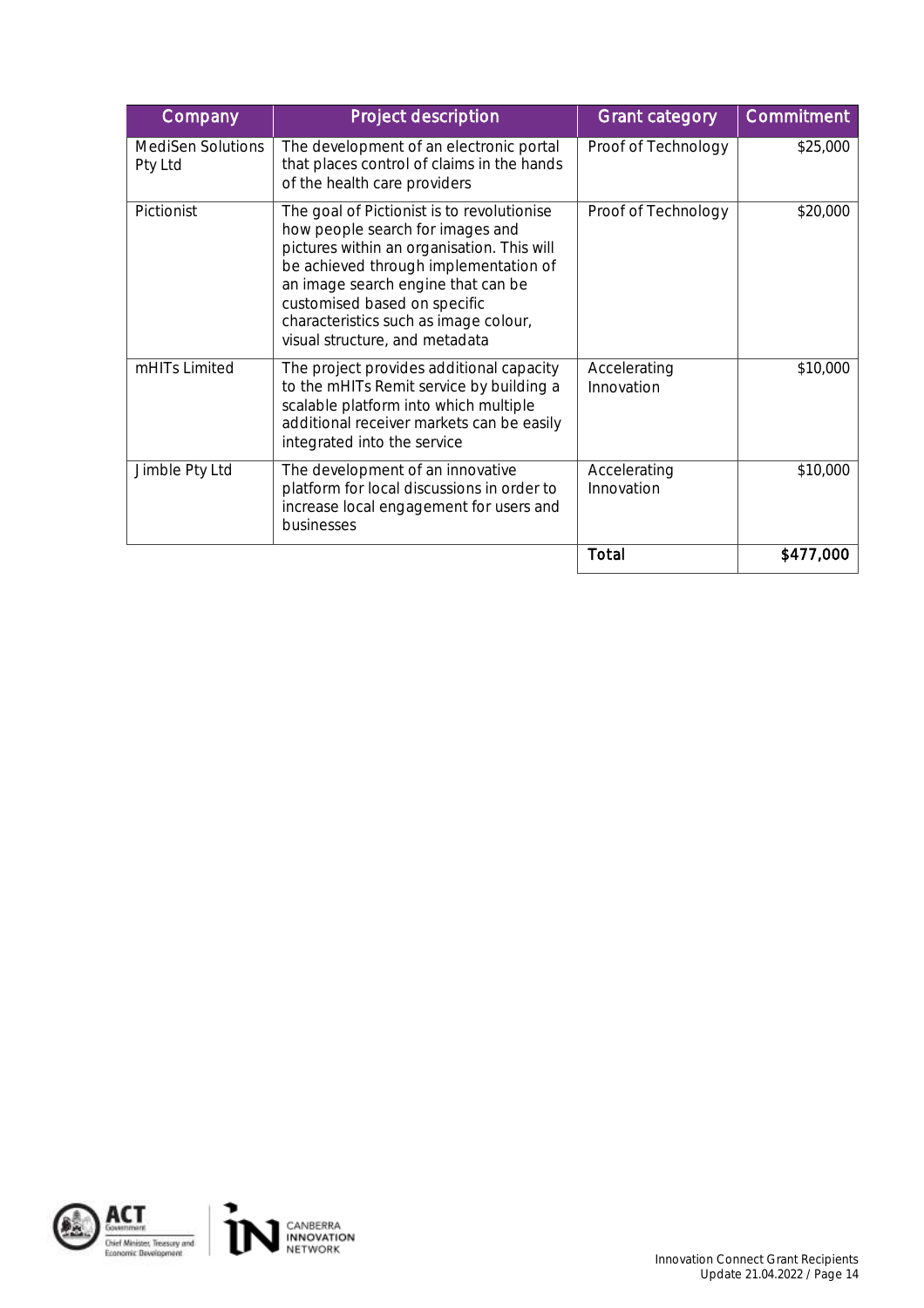| Company | Project description | Grant category | Commitment |
|---|---|---|---|
| MediSen Solutions Pty Ltd | The development of an electronic portal that places control of claims in the hands of the health care providers | Proof of Technology | $25,000 |
| Pictionist | The goal of Pictionist is to revolutionise how people search for images and pictures within an organisation. This will be achieved through implementation of an image search engine that can be customised based on specific characteristics such as image colour, visual structure, and metadata | Proof of Technology | $20,000 |
| mHITs Limited | The project provides additional capacity to the mHITs Remit service by building a scalable platform into which multiple additional receiver markets can be easily integrated into the service | Accelerating Innovation | $10,000 |
| Jimble Pty Ltd | The development of an innovative platform for local discussions in order to increase local engagement for users and businesses | Accelerating Innovation | $10,000 |
| | | **Total** | **$477,000** |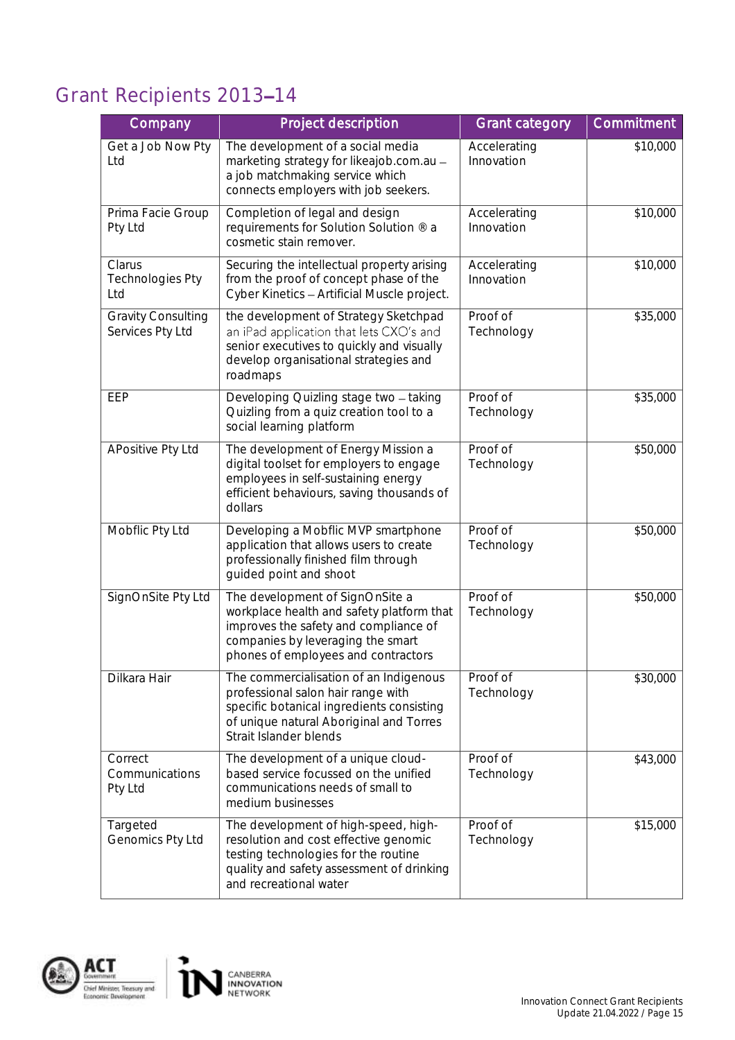# Grant Recipients 2013–14

| Company | Project description | Grant category | Commitment |
|---|---|---|---|
| Get a Job Now Pty Ltd | The development of a social media marketing strategy for likeajob.com.au – a job matchmaking service which connects employers with job seekers. | Accelerating Innovation | $10,000 |
| Prima Facie Group Pty Ltd | Completion of legal and design requirements for Solution Solution ® a cosmetic stain remover. | Accelerating Innovation | $10,000 |
| Clarus Technologies Pty Ltd | Securing the intellectual property arising from the proof of concept phase of the Cyber Kinetics – Artificial Muscle project. | Accelerating Innovation | $10,000 |
| Gravity Consulting Services Pty Ltd | the development of Strategy Sketchpad an iPad application that lets CXO's and senior executives to quickly and visually develop organisational strategies and roadmaps | Proof of Technology | $35,000 |
| EEP | Developing Quizling stage two – taking Quizling from a quiz creation tool to a social learning platform | Proof of Technology | $35,000 |
| APositive Pty Ltd | The development of Energy Mission a digital toolset for employers to engage employees in self-sustaining energy efficient behaviours, saving thousands of dollars | Proof of Technology | $50,000 |
| Mobflic Pty Ltd | Developing a Mobflic MVP smartphone application that allows users to create professionally finished film through guided point and shoot | Proof of Technology | $50,000 |
| SignOnSite Pty Ltd | The development of SignOnSite a workplace health and safety platform that improves the safety and compliance of companies by leveraging the smart phones of employees and contractors | Proof of Technology | $50,000 |
| Dilkara Hair | The commercialisation of an Indigenous professional salon hair range with specific botanical ingredients consisting of unique natural Aboriginal and Torres Strait Islander blends | Proof of Technology | $30,000 |
| Correct Communications Pty Ltd | The development of a unique cloud-based service focussed on the unified communications needs of small to medium businesses | Proof of Technology | $43,000 |
| Targeted Genomics Pty Ltd | The development of high-speed, high-resolution and cost effective genomic testing technologies for the routine quality and safety assessment of drinking and recreational water | Proof of Technology | $15,000 |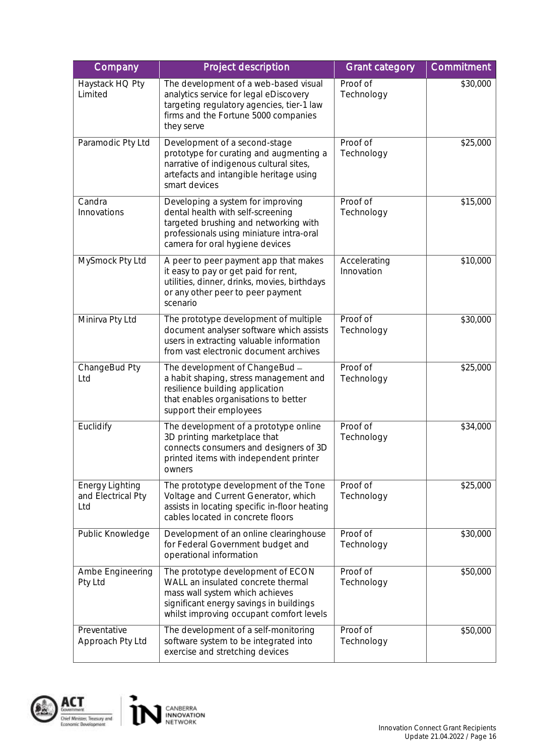| Company | Project description | Grant category | Commitment |
|---|---|---|---|
| Haystack HQ Pty Limited | The development of a web-based visual analytics service for legal eDiscovery targeting regulatory agencies, tier-1 law firms and the Fortune 5000 companies they serve | Proof of Technology | $30,000 |
| Paramodic Pty Ltd | Development of a second-stage prototype for curating and augmenting a narrative of indigenous cultural sites, artefacts and intangible heritage using smart devices | Proof of Technology | $25,000 |
| Candra Innovations | Developing a system for improving dental health with self-screening targeted brushing and networking with professionals using miniature intra-oral camera for oral hygiene devices | Proof of Technology | $15,000 |
| MySmock Pty Ltd | A peer to peer payment app that makes it easy to pay or get paid for rent, utilities, dinner, drinks, movies, birthdays or any other peer to peer payment scenario | Accelerating Innovation | $10,000 |
| Minirva Pty Ltd | The prototype development of multiple document analyser software which assists users in extracting valuable information from vast electronic document archives | Proof of Technology | $30,000 |
| ChangeBud Pty Ltd | The development of ChangeBud – a habit shaping, stress management and resilience building application that enables organisations to better support their employees | Proof of Technology | $25,000 |
| Euclidify | The development of a prototype online 3D printing marketplace that connects consumers and designers of 3D printed items with independent printer owners | Proof of Technology | $34,000 |
| Energy Lighting and Electrical Pty Ltd | The prototype development of the Tone Voltage and Current Generator, which assists in locating specific in-floor heating cables located in concrete floors | Proof of Technology | $25,000 |
| Public Knowledge | Development of an online clearinghouse for Federal Government budget and operational information | Proof of Technology | $30,000 |
| Ambe Engineering Pty Ltd | The prototype development of ECON WALL an insulated concrete thermal mass wall system which achieves significant energy savings in buildings whilst improving occupant comfort levels | Proof of Technology | $50,000 |
| Preventative Approach Pty Ltd | The development of a self-monitoring software system to be integrated into exercise and stretching devices | Proof of Technology | $50,000 |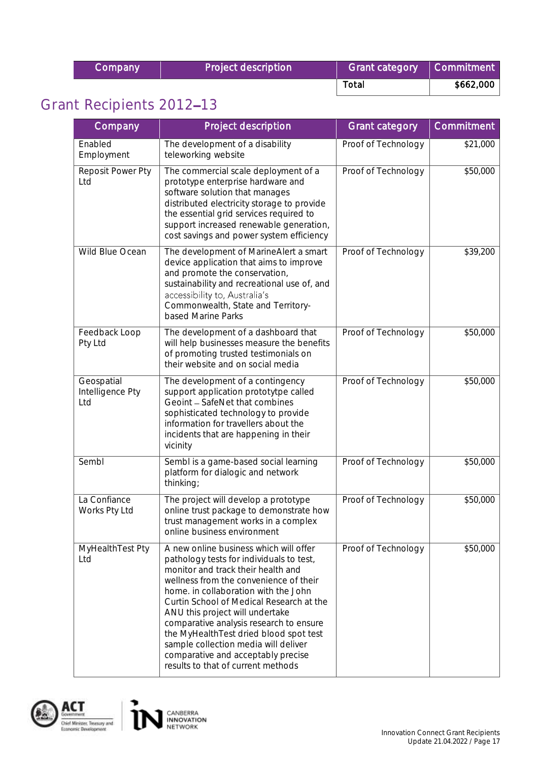| Company | Project description | Grant category | Commitment |
|---|---|---|---|
| | | Total | $662,000 |

## Grant Recipients 2012–13

| Company | Project description | Grant category | Commitment |
|---|---|---|---|
| Enabled Employment | The development of a disability teleworking website | Proof of Technology | $21,000 |
| Reposit Power Pty Ltd | The commercial scale deployment of a prototype enterprise hardware and software solution that manages distributed electricity storage to provide the essential grid services required to support increased renewable generation, cost savings and power system efficiency | Proof of Technology | $50,000 |
| Wild Blue Ocean | The development of MarineAlert a smart device application that aims to improve and promote the conservation, sustainability and recreational use of, and accessibility to, Australia's Commonwealth, State and Territory-based Marine Parks | Proof of Technology | $39,200 |
| Feedback Loop Pty Ltd | The development of a dashboard that will help businesses measure the benefits of promoting trusted testimonials on their website and on social media | Proof of Technology | $50,000 |
| Geospatial Intelligence Pty Ltd | The development of a contingency support application prototytpe called Geoint – SafeNet that combines sophisticated technology to provide information for travellers about the incidents that are happening in their vicinity | Proof of Technology | $50,000 |
| Sembl | Sembl is a game-based social learning platform for dialogic and network thinking; | Proof of Technology | $50,000 |
| La Confiance Works Pty Ltd | The project will develop a prototype online trust package to demonstrate how trust management works in a complex online business environment | Proof of Technology | $50,000 |
| MyHealthTest Pty Ltd | A new online business which will offer pathology tests for individuals to test, monitor and track their health and wellness from the convenience of their home. in collaboration with the John Curtin School of Medical Research at the ANU this project will undertake comparative analysis research to ensure the MyHealthTest dried blood spot test sample collection media will deliver comparative and acceptably precise results to that of current methods | Proof of Technology | $50,000 |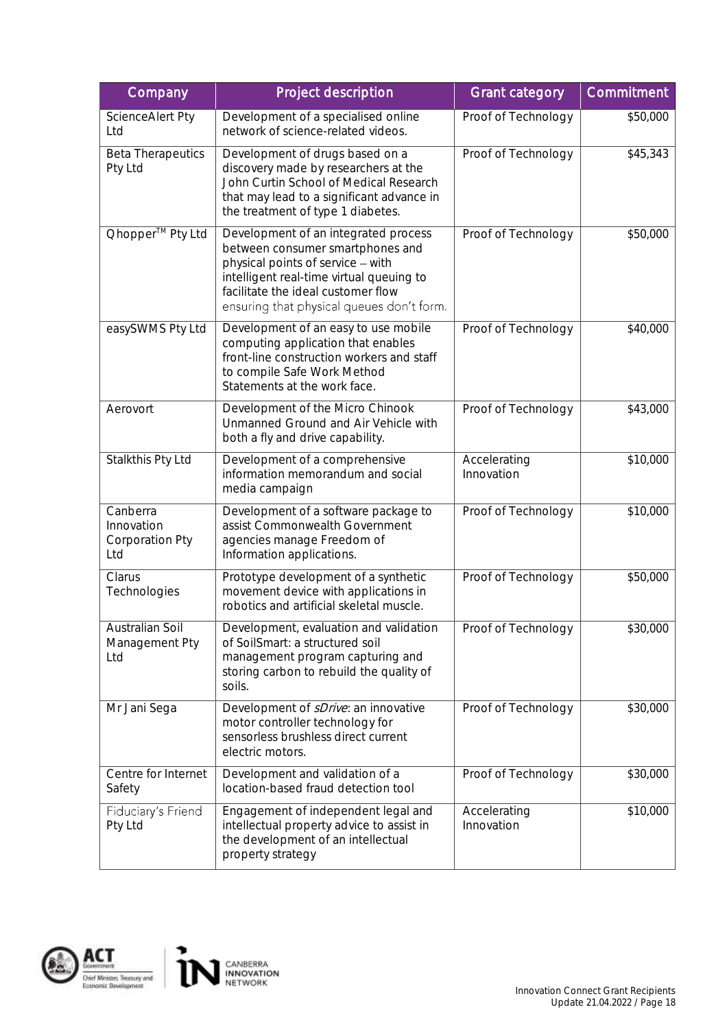| Company | Project description | Grant category | Commitment |
|---|---|---|---|
| ScienceAlert Pty Ltd | Development of a specialised online network of science-related videos. | Proof of Technology | $50,000 |
| Beta Therapeutics Pty Ltd | Development of drugs based on a discovery made by researchers at the John Curtin School of Medical Research that may lead to a significant advance in the treatment of type 1 diabetes. | Proof of Technology | $45,343 |
| Qhopper™ Pty Ltd | Development of an integrated process between consumer smartphones and physical points of service – with intelligent real-time virtual queuing to facilitate the ideal customer flow ensuring that physical queues don't form. | Proof of Technology | $50,000 |
| easySWMS Pty Ltd | Development of an easy to use mobile computing application that enables front-line construction workers and staff to compile Safe Work Method Statements at the work face. | Proof of Technology | $40,000 |
| Aerovort | Development of the Micro Chinook Unmanned Ground and Air Vehicle with both a fly and drive capability. | Proof of Technology | $43,000 |
| Stalkthis Pty Ltd | Development of a comprehensive information memorandum and social media campaign | Accelerating Innovation | $10,000 |
| Canberra Innovation Corporation Pty Ltd | Development of a software package to assist Commonwealth Government agencies manage Freedom of Information applications. | Proof of Technology | $10,000 |
| Clarus Technologies | Prototype development of a synthetic movement device with applications in robotics and artificial skeletal muscle. | Proof of Technology | $50,000 |
| Australian Soil Management Pty Ltd | Development, evaluation and validation of SoilSmart: a structured soil management program capturing and storing carbon to rebuild the quality of soils. | Proof of Technology | $30,000 |
| Mr Jani Sega | Development of *sDrive*: an innovative motor controller technology for sensorless brushless direct current electric motors. | Proof of Technology | $30,000 |
| Centre for Internet Safety | Development and validation of a location-based fraud detection tool | Proof of Technology | $30,000 |
| Fiduciary's Friend Pty Ltd | Engagement of independent legal and intellectual property advice to assist in the development of an intellectual property strategy | Accelerating Innovation | $10,000 |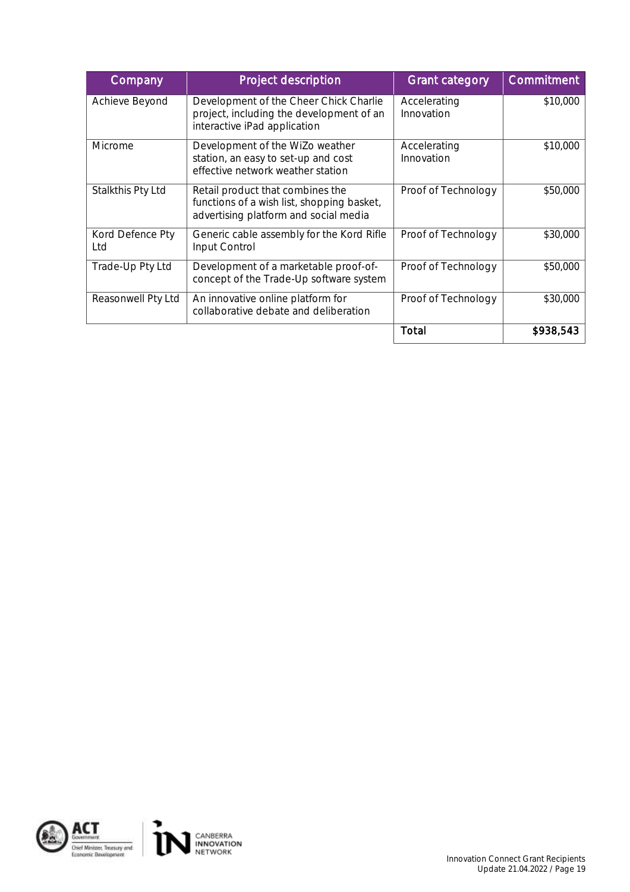| Company | Project description | Grant category | Commitment |
|---|---|---|---|
| Achieve Beyond | Development of the Cheer Chick Charlie project, including the development of an interactive iPad application | Accelerating Innovation | $10,000 |
| Microme | Development of the WiZo weather station, an easy to set-up and cost effective network weather station | Accelerating Innovation | $10,000 |
| Stalkthis Pty Ltd | Retail product that combines the functions of a wish list, shopping basket, advertising platform and social media | Proof of Technology | $50,000 |
| Kord Defence Pty Ltd | Generic cable assembly for the Kord Rifle Input Control | Proof of Technology | $30,000 |
| Trade-Up Pty Ltd | Development of a marketable proof-of-concept of the Trade-Up software system | Proof of Technology | $50,000 |
| Reasonwell Pty Ltd | An innovative online platform for collaborative debate and deliberation | Proof of Technology | $30,000 |
| | | **Total** | **$938,543** |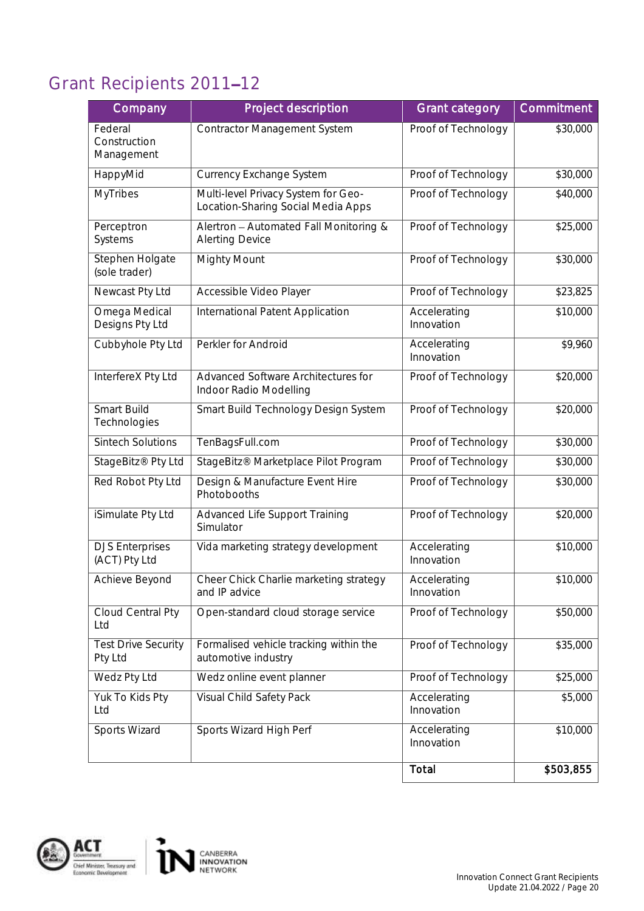# Grant Recipients 2011–12

| Company | Project description | Grant category | Commitment |
|---|---|---|---|
| Federal Construction Management | Contractor Management System | Proof of Technology | $30,000 |
| HappyMid | Currency Exchange System | Proof of Technology | $30,000 |
| MyTribes | Multi-level Privacy System for Geo-Location-Sharing Social Media Apps | Proof of Technology | $40,000 |
| Perceptron Systems | Alertron – Automated Fall Monitoring & Alerting Device | Proof of Technology | $25,000 |
| Stephen Holgate (sole trader) | Mighty Mount | Proof of Technology | $30,000 |
| Newcast Pty Ltd | Accessible Video Player | Proof of Technology | $23,825 |
| Omega Medical Designs Pty Ltd | International Patent Application | Accelerating Innovation | $10,000 |
| Cubbyhole Pty Ltd | Perkler for Android | Accelerating Innovation | $9,960 |
| InterfereX Pty Ltd | Advanced Software Architectures for Indoor Radio Modelling | Proof of Technology | $20,000 |
| Smart Build Technologies | Smart Build Technology Design System | Proof of Technology | $20,000 |
| Sintech Solutions | TenBagsFull.com | Proof of Technology | $30,000 |
| StageBitz® Pty Ltd | StageBitz® Marketplace Pilot Program | Proof of Technology | $30,000 |
| Red Robot Pty Ltd | Design & Manufacture Event Hire Photobooths | Proof of Technology | $30,000 |
| iSimulate Pty Ltd | Advanced Life Support Training Simulator | Proof of Technology | $20,000 |
| DJS Enterprises (ACT) Pty Ltd | Vida marketing strategy development | Accelerating Innovation | $10,000 |
| Achieve Beyond | Cheer Chick Charlie marketing strategy and IP advice | Accelerating Innovation | $10,000 |
| Cloud Central Pty Ltd | Open-standard cloud storage service | Proof of Technology | $50,000 |
| Test Drive Security Pty Ltd | Formalised vehicle tracking within the automotive industry | Proof of Technology | $35,000 |
| Wedz Pty Ltd | Wedz online event planner | Proof of Technology | $25,000 |
| Yuk To Kids Pty Ltd | Visual Child Safety Pack | Accelerating Innovation | $5,000 |
| Sports Wizard | Sports Wizard High Perf | Accelerating Innovation | $10,000 |
| | | **Total** | **$503,855** |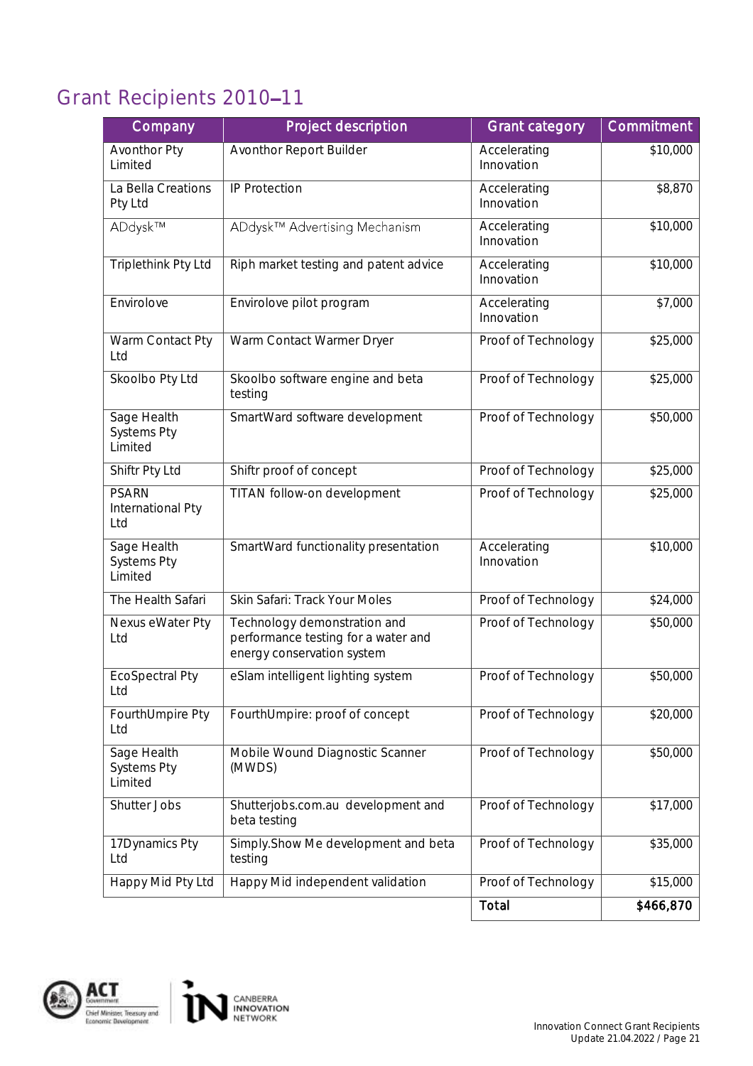## Grant Recipients 2010–11

| Company | Project description | Grant category | Commitment |
|---|---|---|---|
| Avonthor Pty Limited | Avonthor Report Builder | Accelerating Innovation | $10,000 |
| La Bella Creations Pty Ltd | IP Protection | Accelerating Innovation | $8,870 |
| ADdysk™ | ADdysk™ Advertising Mechanism | Accelerating Innovation | $10,000 |
| Triplethink Pty Ltd | Riph market testing and patent advice | Accelerating Innovation | $10,000 |
| Envirolove | Envirolove pilot program | Accelerating Innovation | $7,000 |
| Warm Contact Pty Ltd | Warm Contact Warmer Dryer | Proof of Technology | $25,000 |
| Skoolbo Pty Ltd | Skoolbo software engine and beta testing | Proof of Technology | $25,000 |
| Sage Health Systems Pty Limited | SmartWard software development | Proof of Technology | $50,000 |
| Shiftr Pty Ltd | Shiftr proof of concept | Proof of Technology | $25,000 |
| PSARN International Pty Ltd | TITAN follow-on development | Proof of Technology | $25,000 |
| Sage Health Systems Pty Limited | SmartWard functionality presentation | Accelerating Innovation | $10,000 |
| The Health Safari | Skin Safari: Track Your Moles | Proof of Technology | $24,000 |
| Nexus eWater Pty Ltd | Technology demonstration and performance testing for a water and energy conservation system | Proof of Technology | $50,000 |
| EcoSpectral Pty Ltd | eSlam intelligent lighting system | Proof of Technology | $50,000 |
| FourthUmpire Pty Ltd | FourthUmpire: proof of concept | Proof of Technology | $20,000 |
| Sage Health Systems Pty Limited | Mobile Wound Diagnostic Scanner (MWDS) | Proof of Technology | $50,000 |
| Shutter Jobs | Shutterjobs.com.au development and beta testing | Proof of Technology | $17,000 |
| 17Dynamics Pty Ltd | Simply.Show Me development and beta testing | Proof of Technology | $35,000 |
| Happy Mid Pty Ltd | Happy Mid independent validation | Proof of Technology | $15,000 |
| | | **Total** | **$466,870** |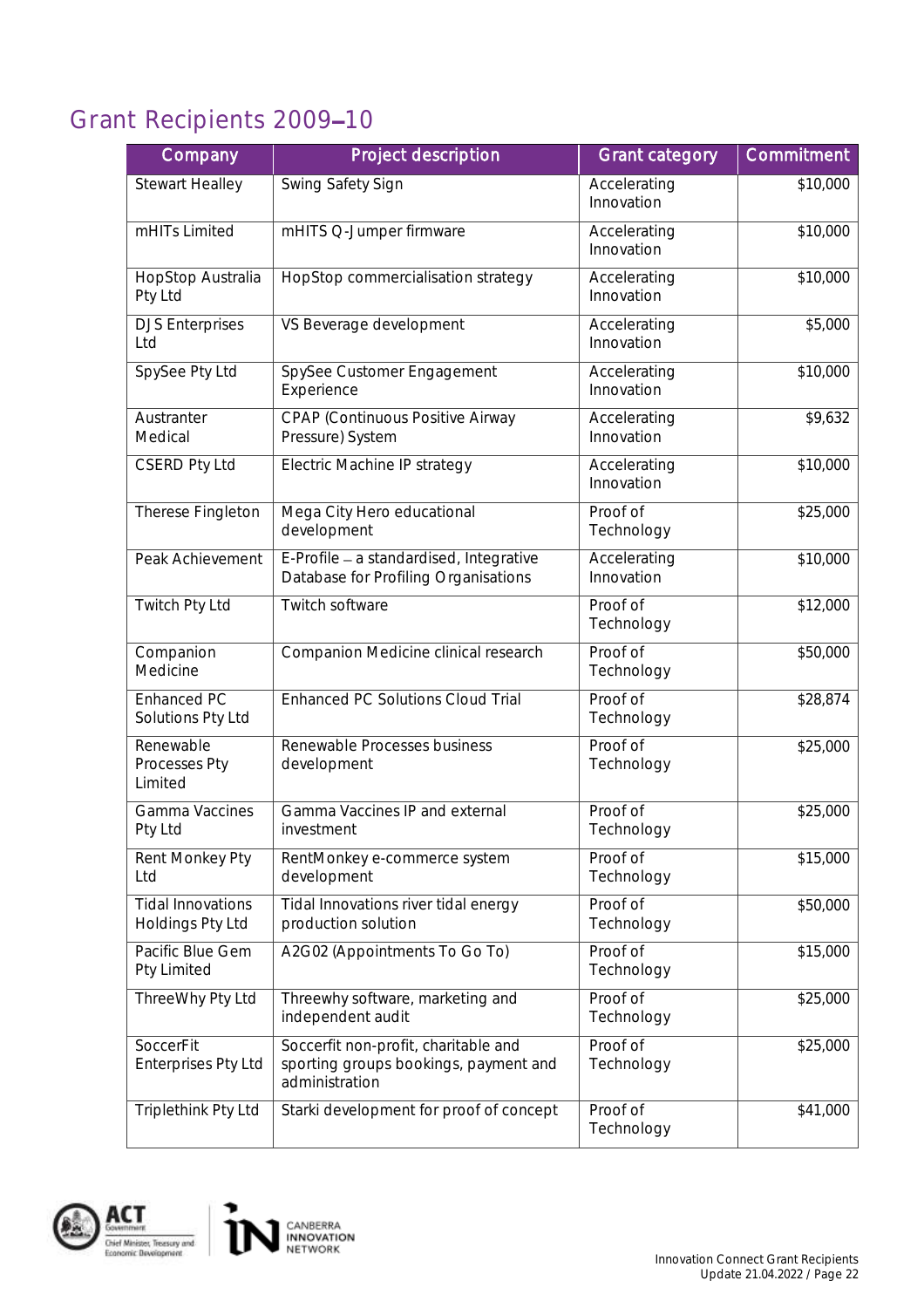## Grant Recipients 2009–10

| Company | Project description | Grant category | Commitment |
|---|---|---|---|
| Stewart Healley | Swing Safety Sign | Accelerating Innovation | $10,000 |
| mHITs Limited | mHITS Q-Jumper firmware | Accelerating Innovation | $10,000 |
| HopStop Australia Pty Ltd | HopStop commercialisation strategy | Accelerating Innovation | $10,000 |
| DJS Enterprises Ltd | VS Beverage development | Accelerating Innovation | $5,000 |
| SpySee Pty Ltd | SpySee Customer Engagement Experience | Accelerating Innovation | $10,000 |
| Austranter Medical | CPAP (Continuous Positive Airway Pressure) System | Accelerating Innovation | $9,632 |
| CSERD Pty Ltd | Electric Machine IP strategy | Accelerating Innovation | $10,000 |
| Therese Fingleton | Mega City Hero educational development | Proof of Technology | $25,000 |
| Peak Achievement | E-Profile – a standardised, Integrative Database for Profiling Organisations | Accelerating Innovation | $10,000 |
| Twitch Pty Ltd | Twitch software | Proof of Technology | $12,000 |
| Companion Medicine | Companion Medicine clinical research | Proof of Technology | $50,000 |
| Enhanced PC Solutions Pty Ltd | Enhanced PC Solutions Cloud Trial | Proof of Technology | $28,874 |
| Renewable Processes Pty Limited | Renewable Processes business development | Proof of Technology | $25,000 |
| Gamma Vaccines Pty Ltd | Gamma Vaccines IP and external investment | Proof of Technology | $25,000 |
| Rent Monkey Pty Ltd | RentMonkey e-commerce system development | Proof of Technology | $15,000 |
| Tidal Innovations Holdings Pty Ltd | Tidal Innovations river tidal energy production solution | Proof of Technology | $50,000 |
| Pacific Blue Gem Pty Limited | A2G02 (Appointments To Go To) | Proof of Technology | $15,000 |
| ThreeWhy Pty Ltd | Threewhy software, marketing and independent audit | Proof of Technology | $25,000 |
| SoccerFit Enterprises Pty Ltd | Soccerfit non-profit, charitable and sporting groups bookings, payment and administration | Proof of Technology | $25,000 |
| Triplethink Pty Ltd | Starki development for proof of concept | Proof of Technology | $41,000 |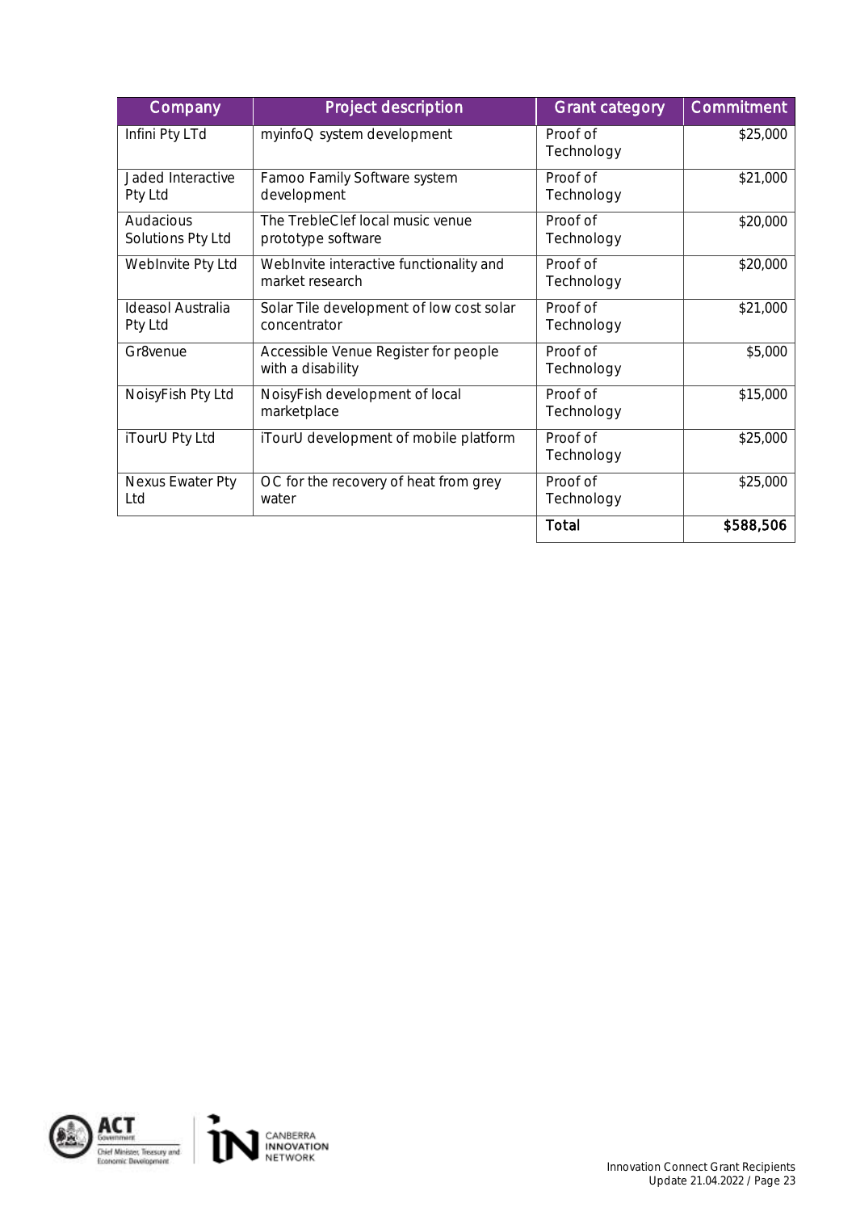| Company | Project description | Grant category | Commitment |
|---|---|---|---|
| Infini Pty LTd | myinfoQ system development | Proof of Technology | $25,000 |
| Jaded Interactive Pty Ltd | Famoo Family Software system development | Proof of Technology | $21,000 |
| Audacious Solutions Pty Ltd | The TrebleClef local music venue prototype software | Proof of Technology | $20,000 |
| WebInvite Pty Ltd | WebInvite interactive functionality and market research | Proof of Technology | $20,000 |
| Ideasol Australia Pty Ltd | Solar Tile development of low cost solar concentrator | Proof of Technology | $21,000 |
| Gr8venue | Accessible Venue Register for people with a disability | Proof of Technology | $5,000 |
| NoisyFish Pty Ltd | NoisyFish development of local marketplace | Proof of Technology | $15,000 |
| iTourU Pty Ltd | iTourU development of mobile platform | Proof of Technology | $25,000 |
| Nexus Ewater Pty Ltd | OC for the recovery of heat from grey water | Proof of Technology | $25,000 |
| | | **Total** | **$588,506** |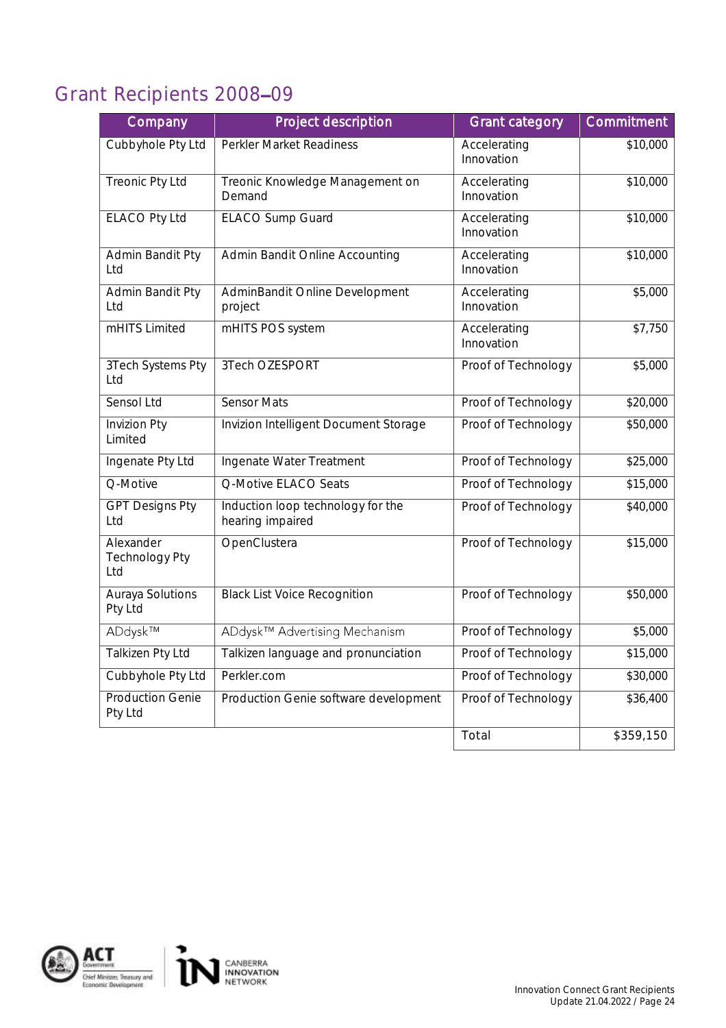# Grant Recipients 2008–09

| Company | Project description | Grant category | Commitment |
|---|---|---|---|
| Cubbyhole Pty Ltd | Perkler Market Readiness | Accelerating Innovation | $10,000 |
| Treonic Pty Ltd | Treonic Knowledge Management on Demand | Accelerating Innovation | $10,000 |
| ELACO Pty Ltd | ELACO Sump Guard | Accelerating Innovation | $10,000 |
| Admin Bandit Pty Ltd | Admin Bandit Online Accounting | Accelerating Innovation | $10,000 |
| Admin Bandit Pty Ltd | AdminBandit Online Development project | Accelerating Innovation | $5,000 |
| mHITS Limited | mHITS POS system | Accelerating Innovation | $7,750 |
| 3Tech Systems Pty Ltd | 3Tech OZESPORT | Proof of Technology | $5,000 |
| Sensol Ltd | Sensor Mats | Proof of Technology | $20,000 |
| Invizion Pty Limited | Invizion Intelligent Document Storage | Proof of Technology | $50,000 |
| Ingenate Pty Ltd | Ingenate Water Treatment | Proof of Technology | $25,000 |
| Q-Motive | Q-Motive ELACO Seats | Proof of Technology | $15,000 |
| GPT Designs Pty Ltd | Induction loop technology for the hearing impaired | Proof of Technology | $40,000 |
| Alexander Technology Pty Ltd | OpenClustera | Proof of Technology | $15,000 |
| Auraya Solutions Pty Ltd | Black List Voice Recognition | Proof of Technology | $50,000 |
| ADdysk™ | ADdysk™ Advertising Mechanism | Proof of Technology | $5,000 |
| Talkizen Pty Ltd | Talkizen language and pronunciation | Proof of Technology | $15,000 |
| Cubbyhole Pty Ltd | Perkler.com | Proof of Technology | $30,000 |
| Production Genie Pty Ltd | Production Genie software development | Proof of Technology | $36,400 |
| | | Total | $359,150 |